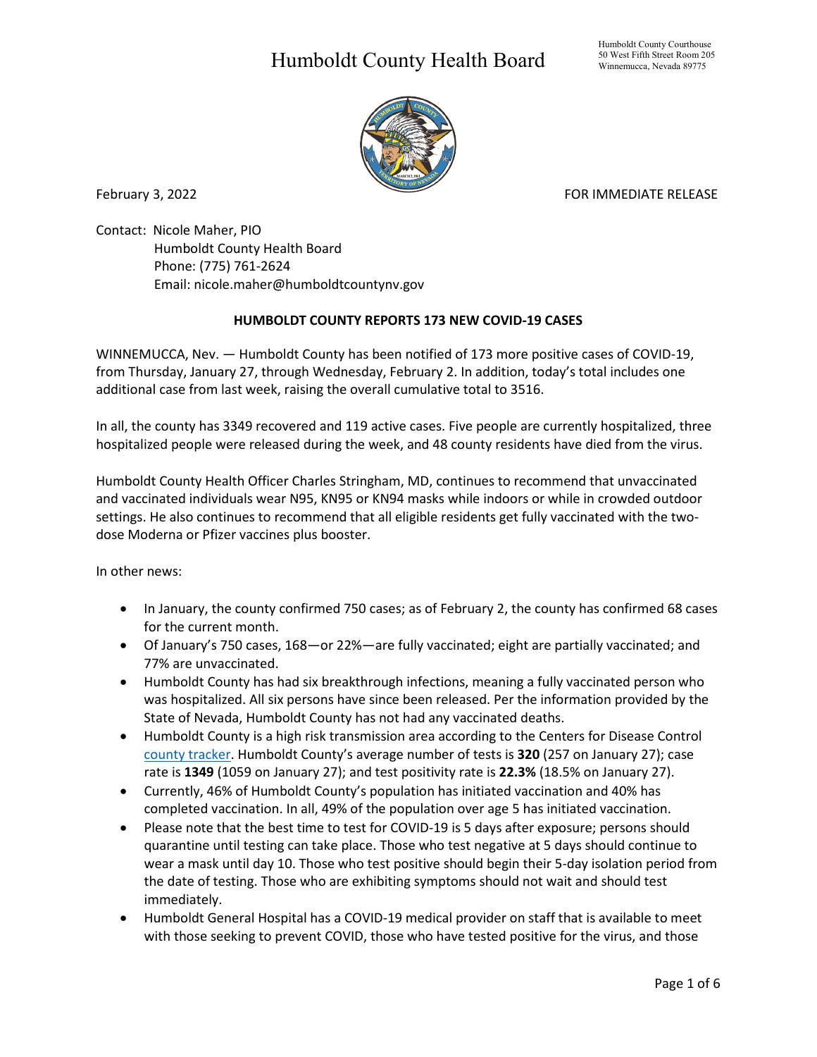# Humboldt County Health Board

Humboldt County Courthouse
50 West Fifth Street Room 205
Winnemucca, Nevada 89775

February 3, 2022 FOR IMMEDIATE RELEASE

Contact: Nicole Maher, PIO
Humboldt County Health Board
Phone: (775) 761-2624
Email: nicole.maher@humboldtcountynv.gov

**HUMBOLDT COUNTY REPORTS 173 NEW COVID-19 CASES**

WINNEMUCCA, Nev. — Humboldt County has been notified of 173 more positive cases of COVID-19, from Thursday, January 27, through Wednesday, February 2. In addition, today's total includes one additional case from last week, raising the overall cumulative total to 3516.

In all, the county has 3349 recovered and 119 active cases. Five people are currently hospitalized, three hospitalized people were released during the week, and 48 county residents have died from the virus.

Humboldt County Health Officer Charles Stringham, MD, continues to recommend that unvaccinated and vaccinated individuals wear N95, KN95 or KN94 masks while indoors or while in crowded outdoor settings. He also continues to recommend that all eligible residents get fully vaccinated with the two-dose Moderna or Pfizer vaccines plus booster.

In other news:

- In January, the county confirmed 750 cases; as of February 2, the county has confirmed 68 cases for the current month.
- Of January's 750 cases, 168—or 22%—are fully vaccinated; eight are partially vaccinated; and 77% are unvaccinated.
- Humboldt County has had six breakthrough infections, meaning a fully vaccinated person who was hospitalized. All six persons have since been released. Per the information provided by the State of Nevada, Humboldt County has not had any vaccinated deaths.
- Humboldt County is a high risk transmission area according to the Centers for Disease Control county tracker. Humboldt County's average number of tests is **320** (257 on January 27); case rate is **1349** (1059 on January 27); and test positivity rate is **22.3%** (18.5% on January 27).
- Currently, 46% of Humboldt County's population has initiated vaccination and 40% has completed vaccination. In all, 49% of the population over age 5 has initiated vaccination.
- Please note that the best time to test for COVID-19 is 5 days after exposure; persons should quarantine until testing can take place. Those who test negative at 5 days should continue to wear a mask until day 10. Those who test positive should begin their 5-day isolation period from the date of testing. Those who are exhibiting symptoms should not wait and should test immediately.
- Humboldt General Hospital has a COVID-19 medical provider on staff that is available to meet with those seeking to prevent COVID, those who have tested positive for the virus, and those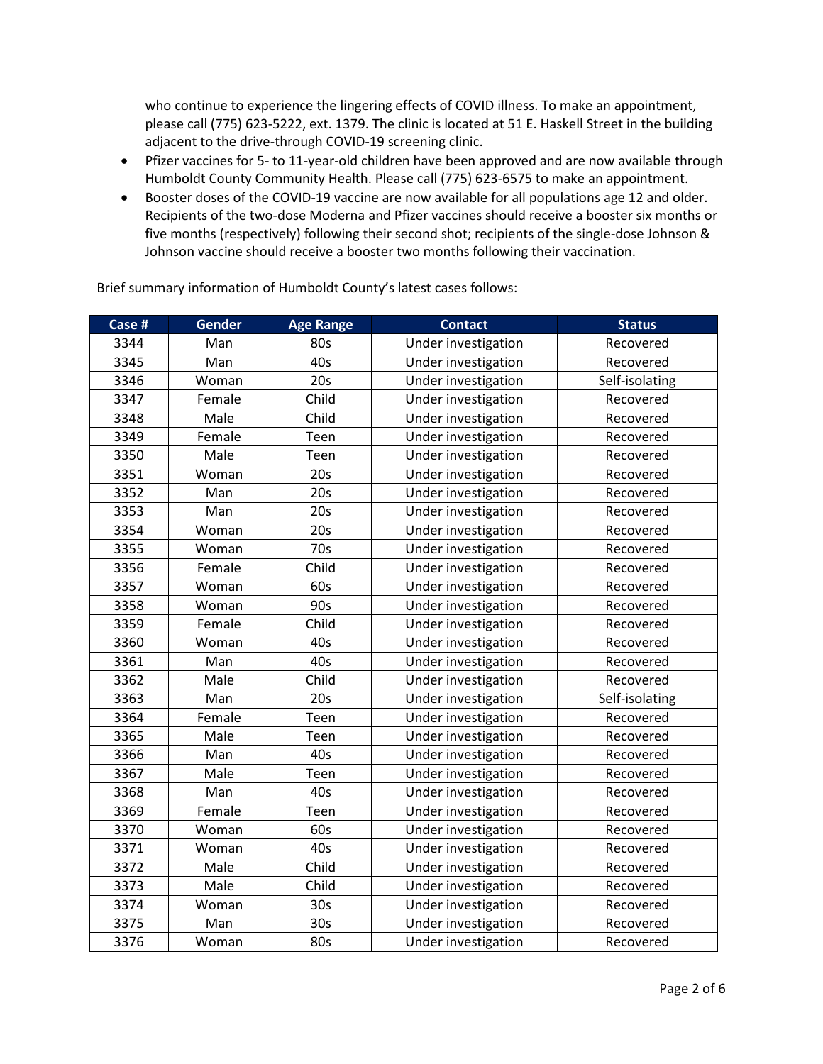who continue to experience the lingering effects of COVID illness. To make an appointment, please call (775) 623-5222, ext. 1379. The clinic is located at 51 E. Haskell Street in the building adjacent to the drive-through COVID-19 screening clinic.

- Pfizer vaccines for 5- to 11-year-old children have been approved and are now available through Humboldt County Community Health. Please call (775) 623-6575 to make an appointment.
- Booster doses of the COVID-19 vaccine are now available for all populations age 12 and older. Recipients of the two-dose Moderna and Pfizer vaccines should receive a booster six months or five months (respectively) following their second shot; recipients of the single-dose Johnson & Johnson vaccine should receive a booster two months following their vaccination.

Brief summary information of Humboldt County's latest cases follows:

| Case # | Gender | Age Range | Contact | Status |
|---|---|---|---|---|
| 3344 | Man | 80s | Under investigation | Recovered |
| 3345 | Man | 40s | Under investigation | Recovered |
| 3346 | Woman | 20s | Under investigation | Self-isolating |
| 3347 | Female | Child | Under investigation | Recovered |
| 3348 | Male | Child | Under investigation | Recovered |
| 3349 | Female | Teen | Under investigation | Recovered |
| 3350 | Male | Teen | Under investigation | Recovered |
| 3351 | Woman | 20s | Under investigation | Recovered |
| 3352 | Man | 20s | Under investigation | Recovered |
| 3353 | Man | 20s | Under investigation | Recovered |
| 3354 | Woman | 20s | Under investigation | Recovered |
| 3355 | Woman | 70s | Under investigation | Recovered |
| 3356 | Female | Child | Under investigation | Recovered |
| 3357 | Woman | 60s | Under investigation | Recovered |
| 3358 | Woman | 90s | Under investigation | Recovered |
| 3359 | Female | Child | Under investigation | Recovered |
| 3360 | Woman | 40s | Under investigation | Recovered |
| 3361 | Man | 40s | Under investigation | Recovered |
| 3362 | Male | Child | Under investigation | Recovered |
| 3363 | Man | 20s | Under investigation | Self-isolating |
| 3364 | Female | Teen | Under investigation | Recovered |
| 3365 | Male | Teen | Under investigation | Recovered |
| 3366 | Man | 40s | Under investigation | Recovered |
| 3367 | Male | Teen | Under investigation | Recovered |
| 3368 | Man | 40s | Under investigation | Recovered |
| 3369 | Female | Teen | Under investigation | Recovered |
| 3370 | Woman | 60s | Under investigation | Recovered |
| 3371 | Woman | 40s | Under investigation | Recovered |
| 3372 | Male | Child | Under investigation | Recovered |
| 3373 | Male | Child | Under investigation | Recovered |
| 3374 | Woman | 30s | Under investigation | Recovered |
| 3375 | Man | 30s | Under investigation | Recovered |
| 3376 | Woman | 80s | Under investigation | Recovered |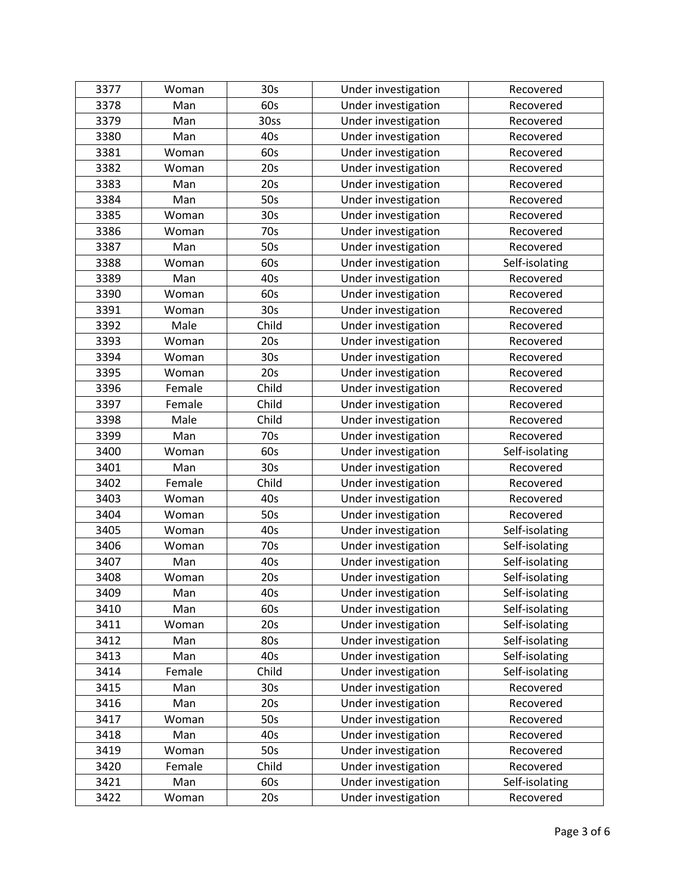| 3377 | Woman | 30s | Under investigation | Recovered |
|---|---|---|---|---|
| 3378 | Man | 60s | Under investigation | Recovered |
| 3379 | Man | 30ss | Under investigation | Recovered |
| 3380 | Man | 40s | Under investigation | Recovered |
| 3381 | Woman | 60s | Under investigation | Recovered |
| 3382 | Woman | 20s | Under investigation | Recovered |
| 3383 | Man | 20s | Under investigation | Recovered |
| 3384 | Man | 50s | Under investigation | Recovered |
| 3385 | Woman | 30s | Under investigation | Recovered |
| 3386 | Woman | 70s | Under investigation | Recovered |
| 3387 | Man | 50s | Under investigation | Recovered |
| 3388 | Woman | 60s | Under investigation | Self-isolating |
| 3389 | Man | 40s | Under investigation | Recovered |
| 3390 | Woman | 60s | Under investigation | Recovered |
| 3391 | Woman | 30s | Under investigation | Recovered |
| 3392 | Male | Child | Under investigation | Recovered |
| 3393 | Woman | 20s | Under investigation | Recovered |
| 3394 | Woman | 30s | Under investigation | Recovered |
| 3395 | Woman | 20s | Under investigation | Recovered |
| 3396 | Female | Child | Under investigation | Recovered |
| 3397 | Female | Child | Under investigation | Recovered |
| 3398 | Male | Child | Under investigation | Recovered |
| 3399 | Man | 70s | Under investigation | Recovered |
| 3400 | Woman | 60s | Under investigation | Self-isolating |
| 3401 | Man | 30s | Under investigation | Recovered |
| 3402 | Female | Child | Under investigation | Recovered |
| 3403 | Woman | 40s | Under investigation | Recovered |
| 3404 | Woman | 50s | Under investigation | Recovered |
| 3405 | Woman | 40s | Under investigation | Self-isolating |
| 3406 | Woman | 70s | Under investigation | Self-isolating |
| 3407 | Man | 40s | Under investigation | Self-isolating |
| 3408 | Woman | 20s | Under investigation | Self-isolating |
| 3409 | Man | 40s | Under investigation | Self-isolating |
| 3410 | Man | 60s | Under investigation | Self-isolating |
| 3411 | Woman | 20s | Under investigation | Self-isolating |
| 3412 | Man | 80s | Under investigation | Self-isolating |
| 3413 | Man | 40s | Under investigation | Self-isolating |
| 3414 | Female | Child | Under investigation | Self-isolating |
| 3415 | Man | 30s | Under investigation | Recovered |
| 3416 | Man | 20s | Under investigation | Recovered |
| 3417 | Woman | 50s | Under investigation | Recovered |
| 3418 | Man | 40s | Under investigation | Recovered |
| 3419 | Woman | 50s | Under investigation | Recovered |
| 3420 | Female | Child | Under investigation | Recovered |
| 3421 | Man | 60s | Under investigation | Self-isolating |
| 3422 | Woman | 20s | Under investigation | Recovered |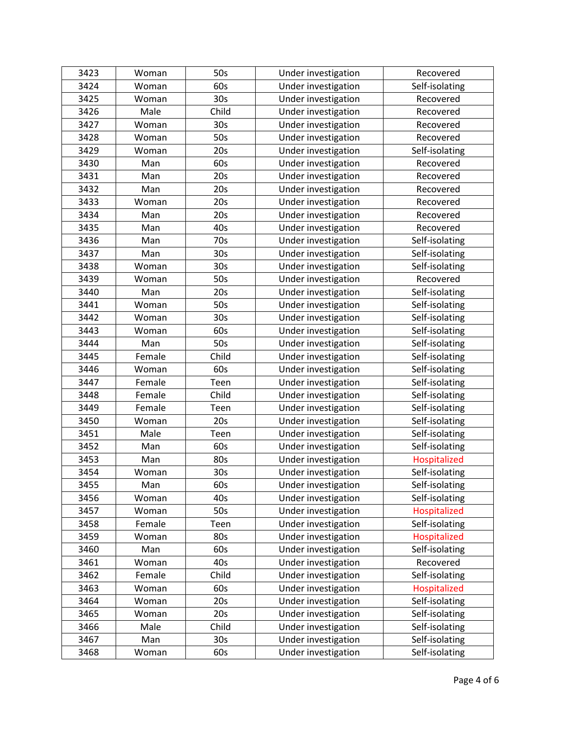| 3423 | Woman | 50s | Under investigation | Recovered |
|---|---|---|---|---|
| 3424 | Woman | 60s | Under investigation | Self-isolating |
| 3425 | Woman | 30s | Under investigation | Recovered |
| 3426 | Male | Child | Under investigation | Recovered |
| 3427 | Woman | 30s | Under investigation | Recovered |
| 3428 | Woman | 50s | Under investigation | Recovered |
| 3429 | Woman | 20s | Under investigation | Self-isolating |
| 3430 | Man | 60s | Under investigation | Recovered |
| 3431 | Man | 20s | Under investigation | Recovered |
| 3432 | Man | 20s | Under investigation | Recovered |
| 3433 | Woman | 20s | Under investigation | Recovered |
| 3434 | Man | 20s | Under investigation | Recovered |
| 3435 | Man | 40s | Under investigation | Recovered |
| 3436 | Man | 70s | Under investigation | Self-isolating |
| 3437 | Man | 30s | Under investigation | Self-isolating |
| 3438 | Woman | 30s | Under investigation | Self-isolating |
| 3439 | Woman | 50s | Under investigation | Recovered |
| 3440 | Man | 20s | Under investigation | Self-isolating |
| 3441 | Woman | 50s | Under investigation | Self-isolating |
| 3442 | Woman | 30s | Under investigation | Self-isolating |
| 3443 | Woman | 60s | Under investigation | Self-isolating |
| 3444 | Man | 50s | Under investigation | Self-isolating |
| 3445 | Female | Child | Under investigation | Self-isolating |
| 3446 | Woman | 60s | Under investigation | Self-isolating |
| 3447 | Female | Teen | Under investigation | Self-isolating |
| 3448 | Female | Child | Under investigation | Self-isolating |
| 3449 | Female | Teen | Under investigation | Self-isolating |
| 3450 | Woman | 20s | Under investigation | Self-isolating |
| 3451 | Male | Teen | Under investigation | Self-isolating |
| 3452 | Man | 60s | Under investigation | Self-isolating |
| 3453 | Man | 80s | Under investigation | Hospitalized |
| 3454 | Woman | 30s | Under investigation | Self-isolating |
| 3455 | Man | 60s | Under investigation | Self-isolating |
| 3456 | Woman | 40s | Under investigation | Self-isolating |
| 3457 | Woman | 50s | Under investigation | Hospitalized |
| 3458 | Female | Teen | Under investigation | Self-isolating |
| 3459 | Woman | 80s | Under investigation | Hospitalized |
| 3460 | Man | 60s | Under investigation | Self-isolating |
| 3461 | Woman | 40s | Under investigation | Recovered |
| 3462 | Female | Child | Under investigation | Self-isolating |
| 3463 | Woman | 60s | Under investigation | Hospitalized |
| 3464 | Woman | 20s | Under investigation | Self-isolating |
| 3465 | Woman | 20s | Under investigation | Self-isolating |
| 3466 | Male | Child | Under investigation | Self-isolating |
| 3467 | Man | 30s | Under investigation | Self-isolating |
| 3468 | Woman | 60s | Under investigation | Self-isolating |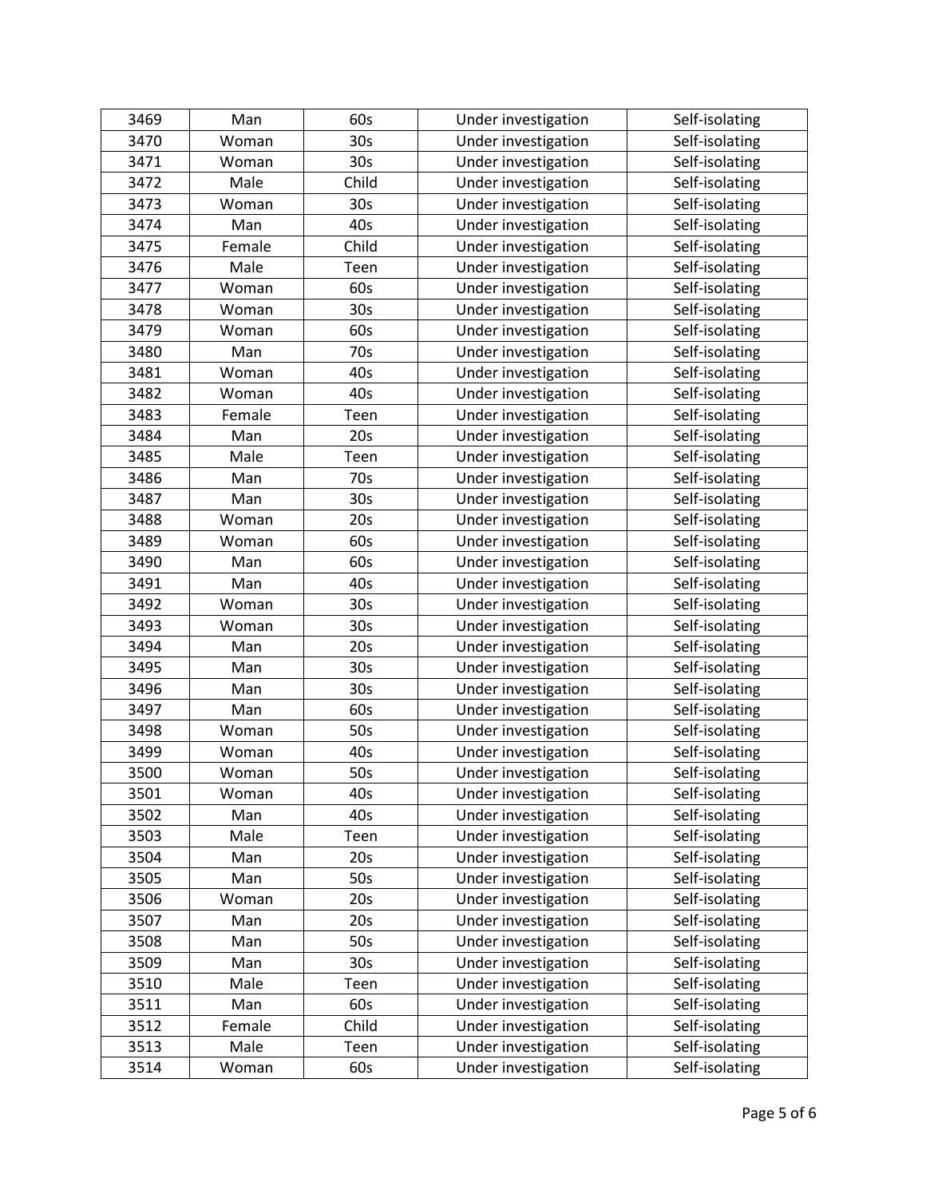| 3469 | Man | 60s | Under investigation | Self-isolating |
|---|---|---|---|---|
| 3470 | Woman | 30s | Under investigation | Self-isolating |
| 3471 | Woman | 30s | Under investigation | Self-isolating |
| 3472 | Male | Child | Under investigation | Self-isolating |
| 3473 | Woman | 30s | Under investigation | Self-isolating |
| 3474 | Man | 40s | Under investigation | Self-isolating |
| 3475 | Female | Child | Under investigation | Self-isolating |
| 3476 | Male | Teen | Under investigation | Self-isolating |
| 3477 | Woman | 60s | Under investigation | Self-isolating |
| 3478 | Woman | 30s | Under investigation | Self-isolating |
| 3479 | Woman | 60s | Under investigation | Self-isolating |
| 3480 | Man | 70s | Under investigation | Self-isolating |
| 3481 | Woman | 40s | Under investigation | Self-isolating |
| 3482 | Woman | 40s | Under investigation | Self-isolating |
| 3483 | Female | Teen | Under investigation | Self-isolating |
| 3484 | Man | 20s | Under investigation | Self-isolating |
| 3485 | Male | Teen | Under investigation | Self-isolating |
| 3486 | Man | 70s | Under investigation | Self-isolating |
| 3487 | Man | 30s | Under investigation | Self-isolating |
| 3488 | Woman | 20s | Under investigation | Self-isolating |
| 3489 | Woman | 60s | Under investigation | Self-isolating |
| 3490 | Man | 60s | Under investigation | Self-isolating |
| 3491 | Man | 40s | Under investigation | Self-isolating |
| 3492 | Woman | 30s | Under investigation | Self-isolating |
| 3493 | Woman | 30s | Under investigation | Self-isolating |
| 3494 | Man | 20s | Under investigation | Self-isolating |
| 3495 | Man | 30s | Under investigation | Self-isolating |
| 3496 | Man | 30s | Under investigation | Self-isolating |
| 3497 | Man | 60s | Under investigation | Self-isolating |
| 3498 | Woman | 50s | Under investigation | Self-isolating |
| 3499 | Woman | 40s | Under investigation | Self-isolating |
| 3500 | Woman | 50s | Under investigation | Self-isolating |
| 3501 | Woman | 40s | Under investigation | Self-isolating |
| 3502 | Man | 40s | Under investigation | Self-isolating |
| 3503 | Male | Teen | Under investigation | Self-isolating |
| 3504 | Man | 20s | Under investigation | Self-isolating |
| 3505 | Man | 50s | Under investigation | Self-isolating |
| 3506 | Woman | 20s | Under investigation | Self-isolating |
| 3507 | Man | 20s | Under investigation | Self-isolating |
| 3508 | Man | 50s | Under investigation | Self-isolating |
| 3509 | Man | 30s | Under investigation | Self-isolating |
| 3510 | Male | Teen | Under investigation | Self-isolating |
| 3511 | Man | 60s | Under investigation | Self-isolating |
| 3512 | Female | Child | Under investigation | Self-isolating |
| 3513 | Male | Teen | Under investigation | Self-isolating |
| 3514 | Woman | 60s | Under investigation | Self-isolating |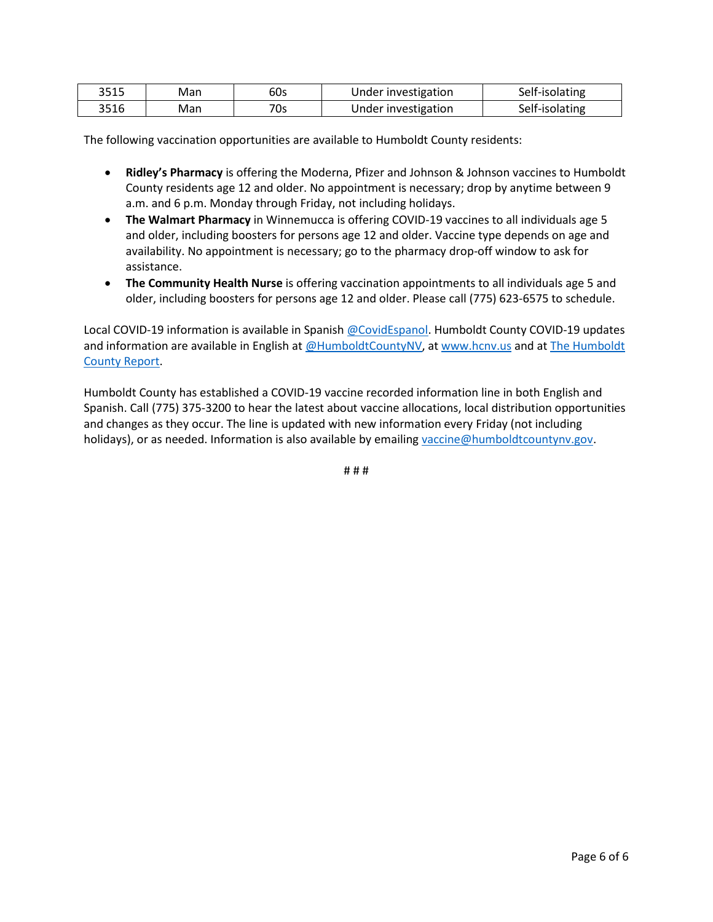| | | | | |
|---|---|---|---|---|
| 3515 | Man | 60s | Under investigation | Self-isolating |
| 3516 | Man | 70s | Under investigation | Self-isolating |

The following vaccination opportunities are available to Humboldt County residents:

- **Ridley's Pharmacy** is offering the Moderna, Pfizer and Johnson & Johnson vaccines to Humboldt County residents age 12 and older. No appointment is necessary; drop by anytime between 9 a.m. and 6 p.m. Monday through Friday, not including holidays.
- **The Walmart Pharmacy** in Winnemucca is offering COVID-19 vaccines to all individuals age 5 and older, including boosters for persons age 12 and older. Vaccine type depends on age and availability. No appointment is necessary; go to the pharmacy drop-off window to ask for assistance.
- **The Community Health Nurse** is offering vaccination appointments to all individuals age 5 and older, including boosters for persons age 12 and older. Please call (775) 623-6575 to schedule.

Local COVID-19 information is available in Spanish @CovidEspanol. Humboldt County COVID-19 updates and information are available in English at @HumboldtCountyNV, at www.hcnv.us and at The Humboldt County Report.

Humboldt County has established a COVID-19 vaccine recorded information line in both English and Spanish. Call (775) 375-3200 to hear the latest about vaccine allocations, local distribution opportunities and changes as they occur. The line is updated with new information every Friday (not including holidays), or as needed. Information is also available by emailing vaccine@humboldtcountynv.gov.

# # #